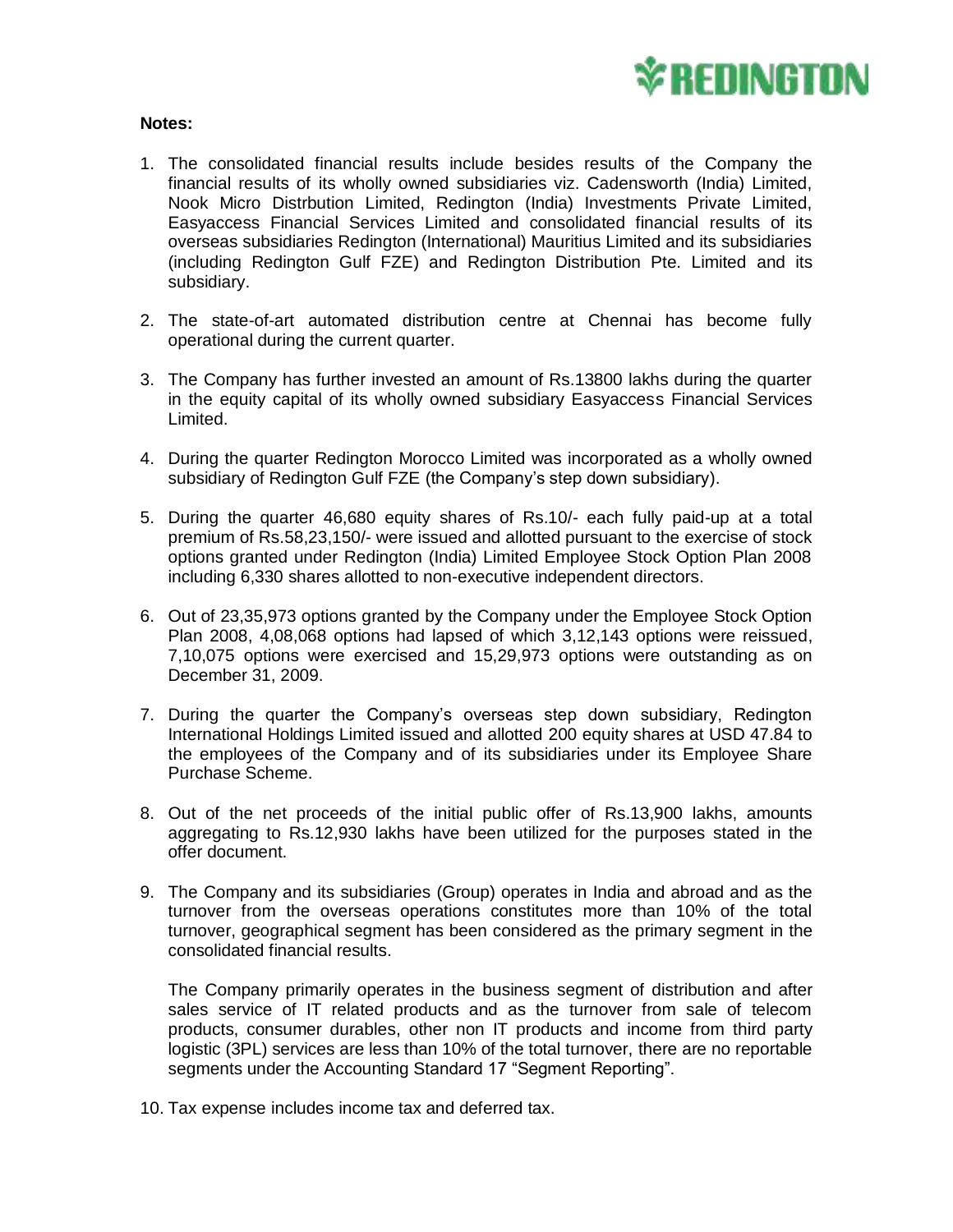**Notes:**

1. The consolidated financial results include besides results of the Company the financial results of its wholly owned subsidiaries viz. Cadensworth (India) Limited, Nook Micro Distrbution Limited, Redington (India) Investments Private Limited, Easyaccess Financial Services Limited and consolidated financial results of its overseas subsidiaries Redington (International) Mauritius Limited and its subsidiaries (including Redington Gulf FZE) and Redington Distribution Pte. Limited and its subsidiary.

2. The state-of-art automated distribution centre at Chennai has become fully operational during the current quarter.

3. The Company has further invested an amount of Rs.13800 lakhs during the quarter in the equity capital of its wholly owned subsidiary Easyaccess Financial Services Limited.

4. During the quarter Redington Morocco Limited was incorporated as a wholly owned subsidiary of Redington Gulf FZE (the Company's step down subsidiary).

5. During the quarter 46,680 equity shares of Rs.10/- each fully paid-up at a total premium of Rs.58,23,150/- were issued and allotted pursuant to the exercise of stock options granted under Redington (India) Limited Employee Stock Option Plan 2008 including 6,330 shares allotted to non-executive independent directors.

6. Out of 23,35,973 options granted by the Company under the Employee Stock Option Plan 2008, 4,08,068 options had lapsed of which 3,12,143 options were reissued, 7,10,075 options were exercised and 15,29,973 options were outstanding as on December 31, 2009.

7. During the quarter the Company's overseas step down subsidiary, Redington International Holdings Limited issued and allotted 200 equity shares at USD 47.84 to the employees of the Company and of its subsidiaries under its Employee Share Purchase Scheme.

8. Out of the net proceeds of the initial public offer of Rs.13,900 lakhs, amounts aggregating to Rs.12,930 lakhs have been utilized for the purposes stated in the offer document.

9. The Company and its subsidiaries (Group) operates in India and abroad and as the turnover from the overseas operations constitutes more than 10% of the total turnover, geographical segment has been considered as the primary segment in the consolidated financial results.

   The Company primarily operates in the business segment of distribution and after sales service of IT related products and as the turnover from sale of telecom products, consumer durables, other non IT products and income from third party logistic (3PL) services are less than 10% of the total turnover, there are no reportable segments under the Accounting Standard 17 "Segment Reporting".

10. Tax expense includes income tax and deferred tax.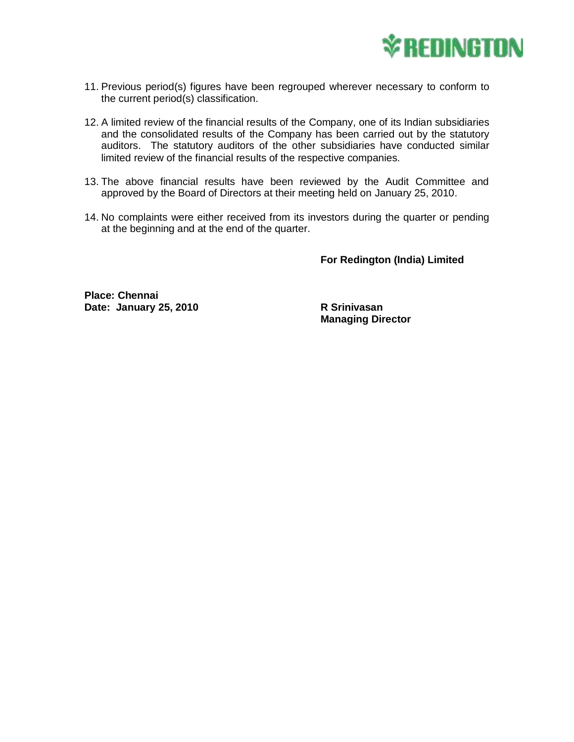11. Previous period(s) figures have been regrouped wherever necessary to conform to the current period(s) classification.

12. A limited review of the financial results of the Company, one of its Indian subsidiaries and the consolidated results of the Company has been carried out by the statutory auditors. The statutory auditors of the other subsidiaries have conducted similar limited review of the financial results of the respective companies.

13. The above financial results have been reviewed by the Audit Committee and approved by the Board of Directors at their meeting held on January 25, 2010.

14. No complaints were either received from its investors during the quarter or pending at the beginning and at the end of the quarter.

**For Redington (India) Limited**

**Place: Chennai**
**Date: January 25, 2010**

**R Srinivasan**
**Managing Director**